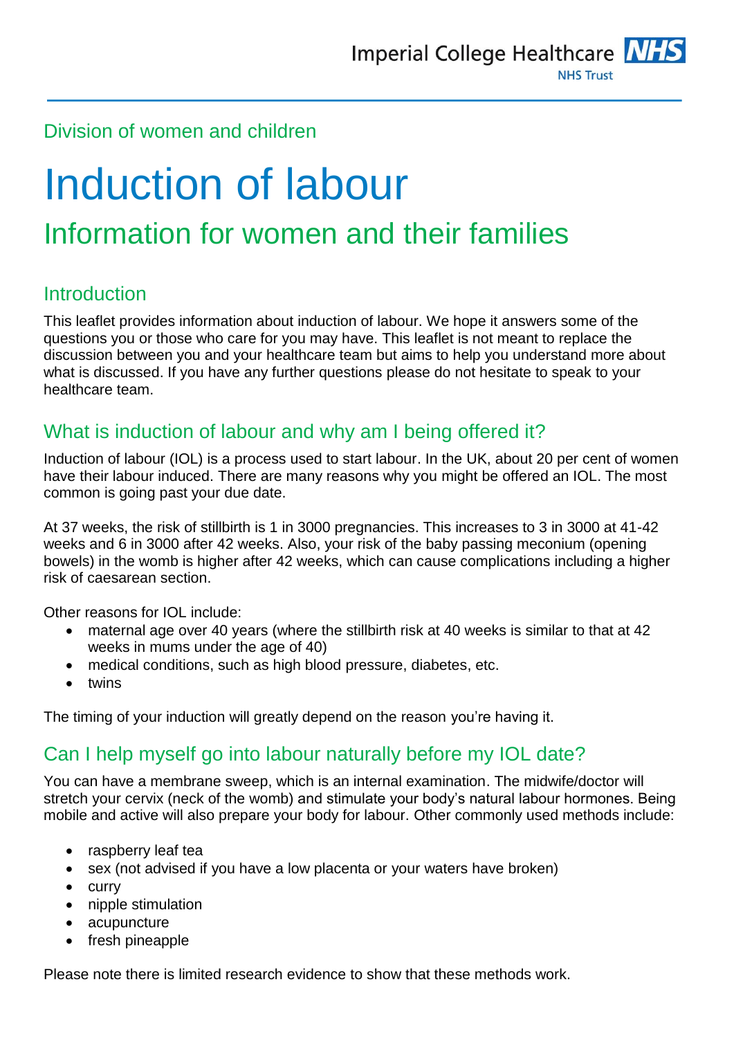Imperial College Healthcare NHS Trust

Division of women and children

# Induction of labour

## Information for women and their families

### Introduction

This leaflet provides information about induction of labour. We hope it answers some of the questions you or those who care for you may have. This leaflet is not meant to replace the discussion between you and your healthcare team but aims to help you understand more about what is discussed. If you have any further questions please do not hesitate to speak to your healthcare team.

### What is induction of labour and why am I being offered it?

Induction of labour (IOL) is a process used to start labour. In the UK, about 20 per cent of women have their labour induced. There are many reasons why you might be offered an IOL. The most common is going past your due date.

At 37 weeks, the risk of stillbirth is 1 in 3000 pregnancies. This increases to 3 in 3000 at 41-42 weeks and 6 in 3000 after 42 weeks. Also, your risk of the baby passing meconium (opening bowels) in the womb is higher after 42 weeks, which can cause complications including a higher risk of caesarean section.

Other reasons for IOL include:

- maternal age over 40 years (where the stillbirth risk at 40 weeks is similar to that at 42 weeks in mums under the age of 40)
- medical conditions, such as high blood pressure, diabetes, etc.
- twins

The timing of your induction will greatly depend on the reason you're having it.

### Can I help myself go into labour naturally before my IOL date?

You can have a membrane sweep, which is an internal examination. The midwife/doctor will stretch your cervix (neck of the womb) and stimulate your body's natural labour hormones. Being mobile and active will also prepare your body for labour. Other commonly used methods include:

- raspberry leaf tea
- sex (not advised if you have a low placenta or your waters have broken)
- curry
- nipple stimulation
- acupuncture
- fresh pineapple

Please note there is limited research evidence to show that these methods work.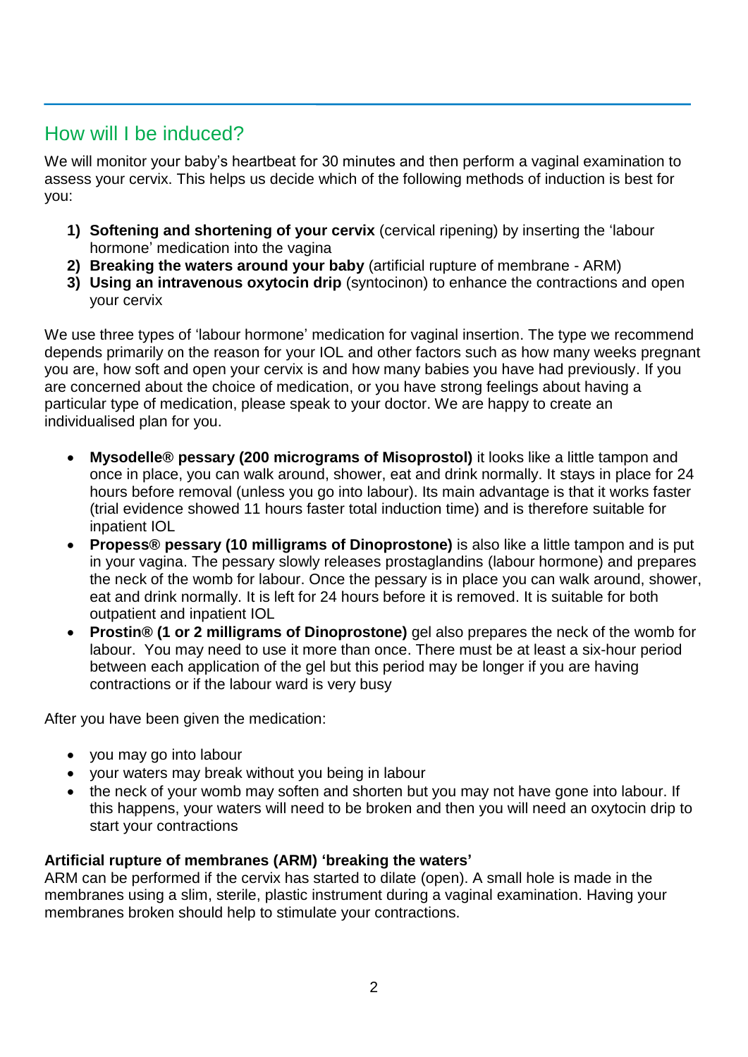## How will I be induced?

We will monitor your baby's heartbeat for 30 minutes and then perform a vaginal examination to assess your cervix. This helps us decide which of the following methods of induction is best for you:

1) **Softening and shortening of your cervix** (cervical ripening) by inserting the 'labour hormone' medication into the vagina
2) **Breaking the waters around your baby** (artificial rupture of membrane - ARM)
3) **Using an intravenous oxytocin drip** (syntocinon) to enhance the contractions and open your cervix

We use three types of 'labour hormone' medication for vaginal insertion. The type we recommend depends primarily on the reason for your IOL and other factors such as how many weeks pregnant you are, how soft and open your cervix is and how many babies you have had previously. If you are concerned about the choice of medication, or you have strong feelings about having a particular type of medication, please speak to your doctor. We are happy to create an individualised plan for you.

- **Mysodelle® pessary (200 micrograms of Misoprostol)** it looks like a little tampon and once in place, you can walk around, shower, eat and drink normally. It stays in place for 24 hours before removal (unless you go into labour). Its main advantage is that it works faster (trial evidence showed 11 hours faster total induction time) and is therefore suitable for inpatient IOL
- **Propess® pessary (10 milligrams of Dinoprostone)** is also like a little tampon and is put in your vagina. The pessary slowly releases prostaglandins (labour hormone) and prepares the neck of the womb for labour. Once the pessary is in place you can walk around, shower, eat and drink normally. It is left for 24 hours before it is removed. It is suitable for both outpatient and inpatient IOL
- **Prostin® (1 or 2 milligrams of Dinoprostone)** gel also prepares the neck of the womb for labour. You may need to use it more than once. There must be at least a six-hour period between each application of the gel but this period may be longer if you are having contractions or if the labour ward is very busy

After you have been given the medication:

- you may go into labour
- your waters may break without you being in labour
- the neck of your womb may soften and shorten but you may not have gone into labour. If this happens, your waters will need to be broken and then you will need an oxytocin drip to start your contractions

**Artificial rupture of membranes (ARM) 'breaking the waters'**

ARM can be performed if the cervix has started to dilate (open). A small hole is made in the membranes using a slim, sterile, plastic instrument during a vaginal examination. Having your membranes broken should help to stimulate your contractions.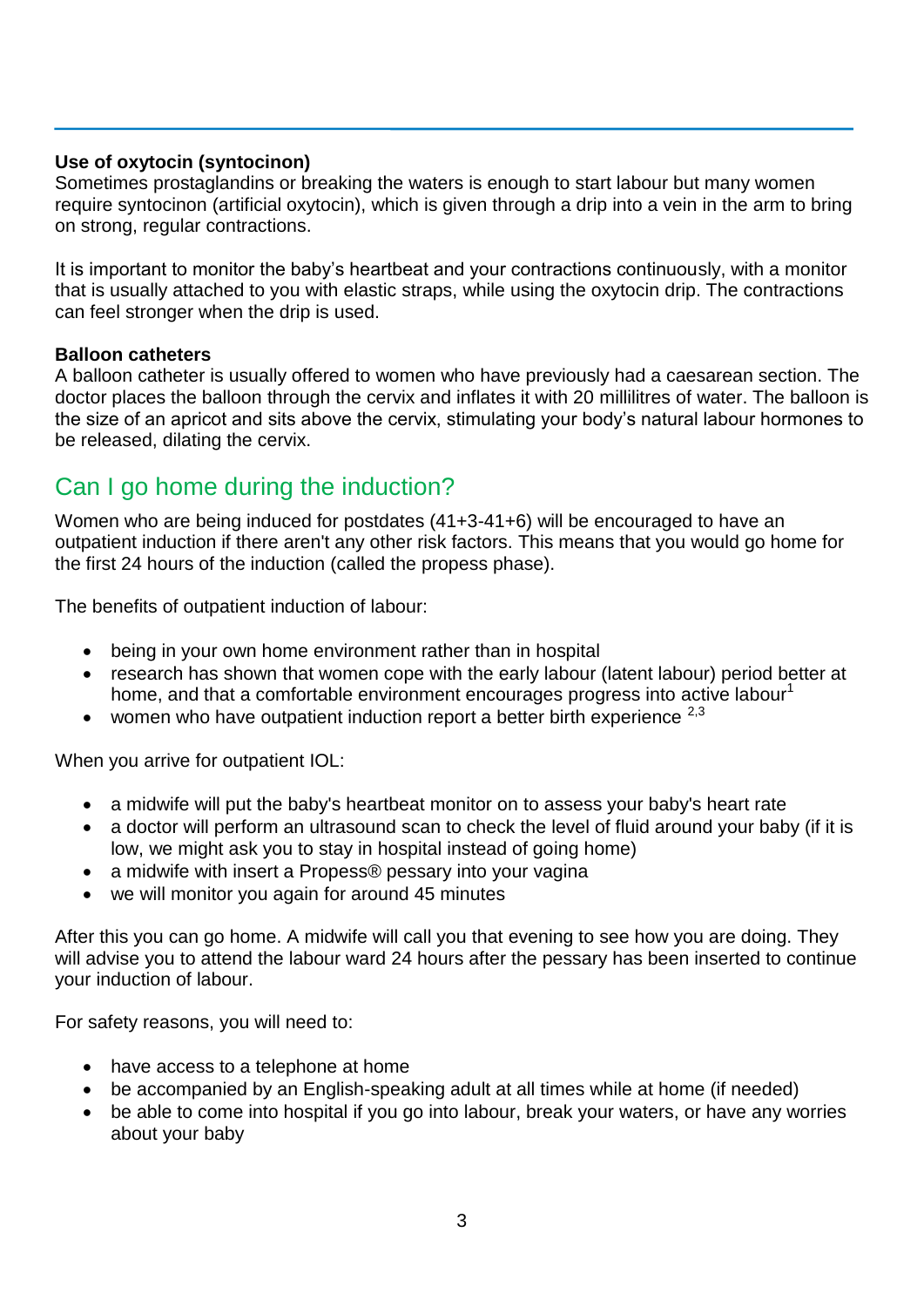### Use of oxytocin (syntocinon)

Sometimes prostaglandins or breaking the waters is enough to start labour but many women require syntocinon (artificial oxytocin), which is given through a drip into a vein in the arm to bring on strong, regular contractions.

It is important to monitor the baby's heartbeat and your contractions continuously, with a monitor that is usually attached to you with elastic straps, while using the oxytocin drip. The contractions can feel stronger when the drip is used.

### Balloon catheters

A balloon catheter is usually offered to women who have previously had a caesarean section. The doctor places the balloon through the cervix and inflates it with 20 millilitres of water. The balloon is the size of an apricot and sits above the cervix, stimulating your body's natural labour hormones to be released, dilating the cervix.

## Can I go home during the induction?

Women who are being induced for postdates (41+3-41+6) will be encouraged to have an outpatient induction if there aren't any other risk factors. This means that you would go home for the first 24 hours of the induction (called the propess phase).

The benefits of outpatient induction of labour:

- being in your own home environment rather than in hospital
- research has shown that women cope with the early labour (latent labour) period better at home, and that a comfortable environment encourages progress into active labour[1]
- women who have outpatient induction report a better birth experience [2,3]

When you arrive for outpatient IOL:

- a midwife will put the baby's heartbeat monitor on to assess your baby's heart rate
- a doctor will perform an ultrasound scan to check the level of fluid around your baby (if it is low, we might ask you to stay in hospital instead of going home)
- a midwife with insert a Propess® pessary into your vagina
- we will monitor you again for around 45 minutes

After this you can go home. A midwife will call you that evening to see how you are doing. They will advise you to attend the labour ward 24 hours after the pessary has been inserted to continue your induction of labour.

For safety reasons, you will need to:

- have access to a telephone at home
- be accompanied by an English-speaking adult at all times while at home (if needed)
- be able to come into hospital if you go into labour, break your waters, or have any worries about your baby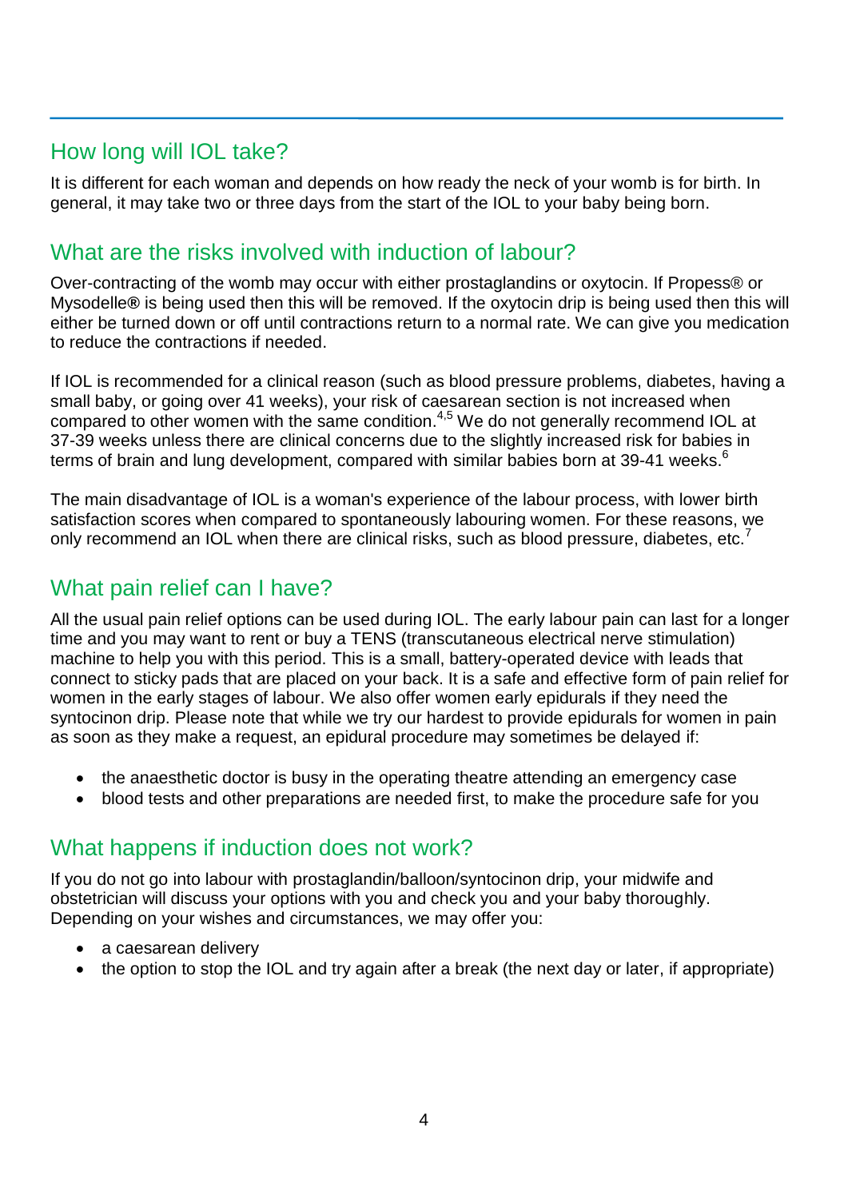## How long will IOL take?

It is different for each woman and depends on how ready the neck of your womb is for birth. In general, it may take two or three days from the start of the IOL to your baby being born.

## What are the risks involved with induction of labour?

Over-contracting of the womb may occur with either prostaglandins or oxytocin. If Propess® or Mysodelle**®** is being used then this will be removed. If the oxytocin drip is being used then this will either be turned down or off until contractions return to a normal rate. We can give you medication to reduce the contractions if needed.

If IOL is recommended for a clinical reason (such as blood pressure problems, diabetes, having a small baby, or going over 41 weeks), your risk of caesarean section is not increased when compared to other women with the same condition.[4,5] We do not generally recommend IOL at 37-39 weeks unless there are clinical concerns due to the slightly increased risk for babies in terms of brain and lung development, compared with similar babies born at 39-41 weeks.[6]

The main disadvantage of IOL is a woman's experience of the labour process, with lower birth satisfaction scores when compared to spontaneously labouring women. For these reasons, we only recommend an IOL when there are clinical risks, such as blood pressure, diabetes, etc.[7]

## What pain relief can I have?

All the usual pain relief options can be used during IOL. The early labour pain can last for a longer time and you may want to rent or buy a TENS (transcutaneous electrical nerve stimulation) machine to help you with this period. This is a small, battery-operated device with leads that connect to sticky pads that are placed on your back. It is a safe and effective form of pain relief for women in the early stages of labour. We also offer women early epidurals if they need the syntocinon drip. Please note that while we try our hardest to provide epidurals for women in pain as soon as they make a request, an epidural procedure may sometimes be delayed if:

- the anaesthetic doctor is busy in the operating theatre attending an emergency case
- blood tests and other preparations are needed first, to make the procedure safe for you

## What happens if induction does not work?

If you do not go into labour with prostaglandin/balloon/syntocinon drip, your midwife and obstetrician will discuss your options with you and check you and your baby thoroughly. Depending on your wishes and circumstances, we may offer you:

- a caesarean delivery
- the option to stop the IOL and try again after a break (the next day or later, if appropriate)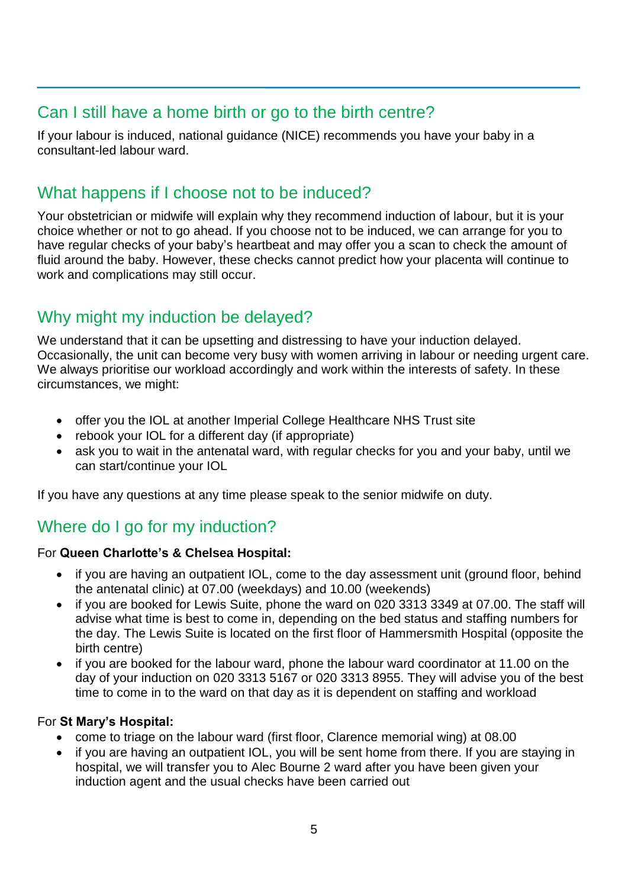## Can I still have a home birth or go to the birth centre?

If your labour is induced, national guidance (NICE) recommends you have your baby in a consultant-led labour ward.

## What happens if I choose not to be induced?

Your obstetrician or midwife will explain why they recommend induction of labour, but it is your choice whether or not to go ahead. If you choose not to be induced, we can arrange for you to have regular checks of your baby's heartbeat and may offer you a scan to check the amount of fluid around the baby. However, these checks cannot predict how your placenta will continue to work and complications may still occur.

## Why might my induction be delayed?

We understand that it can be upsetting and distressing to have your induction delayed. Occasionally, the unit can become very busy with women arriving in labour or needing urgent care. We always prioritise our workload accordingly and work within the interests of safety. In these circumstances, we might:

- offer you the IOL at another Imperial College Healthcare NHS Trust site
- rebook your IOL for a different day (if appropriate)
- ask you to wait in the antenatal ward, with regular checks for you and your baby, until we can start/continue your IOL

If you have any questions at any time please speak to the senior midwife on duty.

## Where do I go for my induction?

For **Queen Charlotte's & Chelsea Hospital:**

- if you are having an outpatient IOL, come to the day assessment unit (ground floor, behind the antenatal clinic) at 07.00 (weekdays) and 10.00 (weekends)
- if you are booked for Lewis Suite, phone the ward on 020 3313 3349 at 07.00. The staff will advise what time is best to come in, depending on the bed status and staffing numbers for the day. The Lewis Suite is located on the first floor of Hammersmith Hospital (opposite the birth centre)
- if you are booked for the labour ward, phone the labour ward coordinator at 11.00 on the day of your induction on 020 3313 5167 or 020 3313 8955. They will advise you of the best time to come in to the ward on that day as it is dependent on staffing and workload

For **St Mary's Hospital:**

- come to triage on the labour ward (first floor, Clarence memorial wing) at 08.00
- if you are having an outpatient IOL, you will be sent home from there. If you are staying in hospital, we will transfer you to Alec Bourne 2 ward after you have been given your induction agent and the usual checks have been carried out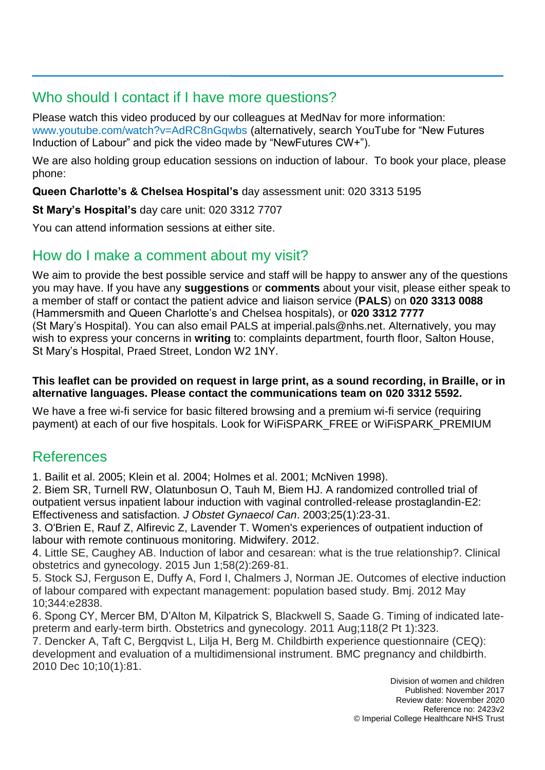## Who should I contact if I have more questions?

Please watch this video produced by our colleagues at MedNav for more information: www.youtube.com/watch?v=AdRC8nGqwbs (alternatively, search YouTube for "New Futures Induction of Labour" and pick the video made by "NewFutures CW+").

We are also holding group education sessions on induction of labour. To book your place, please phone:

**Queen Charlotte's & Chelsea Hospital's** day assessment unit: 020 3313 5195

**St Mary's Hospital's** day care unit: 020 3312 7707

You can attend information sessions at either site.

## How do I make a comment about my visit?

We aim to provide the best possible service and staff will be happy to answer any of the questions you may have. If you have any **suggestions** or **comments** about your visit, please either speak to a member of staff or contact the patient advice and liaison service (**PALS**) on **020 3313 0088** (Hammersmith and Queen Charlotte's and Chelsea hospitals), or **020 3312 7777** (St Mary's Hospital). You can also email PALS at imperial.pals@nhs.net. Alternatively, you may wish to express your concerns in **writing** to: complaints department, fourth floor, Salton House, St Mary's Hospital, Praed Street, London W2 1NY.

**This leaflet can be provided on request in large print, as a sound recording, in Braille, or in alternative languages. Please contact the communications team on 020 3312 5592.**

We have a free wi-fi service for basic filtered browsing and a premium wi-fi service (requiring payment) at each of our five hospitals. Look for WiFiSPARK_FREE or WiFiSPARK_PREMIUM

## References

1. Bailit et al. 2005; Klein et al. 2004; Holmes et al. 2001; McNiven 1998).
2. Biem SR, Turnell RW, Olatunbosun O, Tauh M, Biem HJ. A randomized controlled trial of outpatient versus inpatient labour induction with vaginal controlled-release prostaglandin-E2: Effectiveness and satisfaction. *J Obstet Gynaecol Can*. 2003;25(1):23-31.
3. O'Brien E, Rauf Z, Alfirevic Z, Lavender T. Women's experiences of outpatient induction of labour with remote continuous monitoring. Midwifery. 2012.
4. Little SE, Caughey AB. Induction of labor and cesarean: what is the true relationship?. Clinical obstetrics and gynecology. 2015 Jun 1;58(2):269-81.
5. Stock SJ, Ferguson E, Duffy A, Ford I, Chalmers J, Norman JE. Outcomes of elective induction of labour compared with expectant management: population based study. Bmj. 2012 May 10;344:e2838.
6. Spong CY, Mercer BM, D'Alton M, Kilpatrick S, Blackwell S, Saade G. Timing of indicated late-preterm and early-term birth. Obstetrics and gynecology. 2011 Aug;118(2 Pt 1):323.
7. Dencker A, Taft C, Bergqvist L, Lilja H, Berg M. Childbirth experience questionnaire (CEQ): development and evaluation of a multidimensional instrument. BMC pregnancy and childbirth. 2010 Dec 10;10(1):81.

Division of women and children
Published: November 2017
Review date: November 2020
Reference no: 2423v2
© Imperial College Healthcare NHS Trust